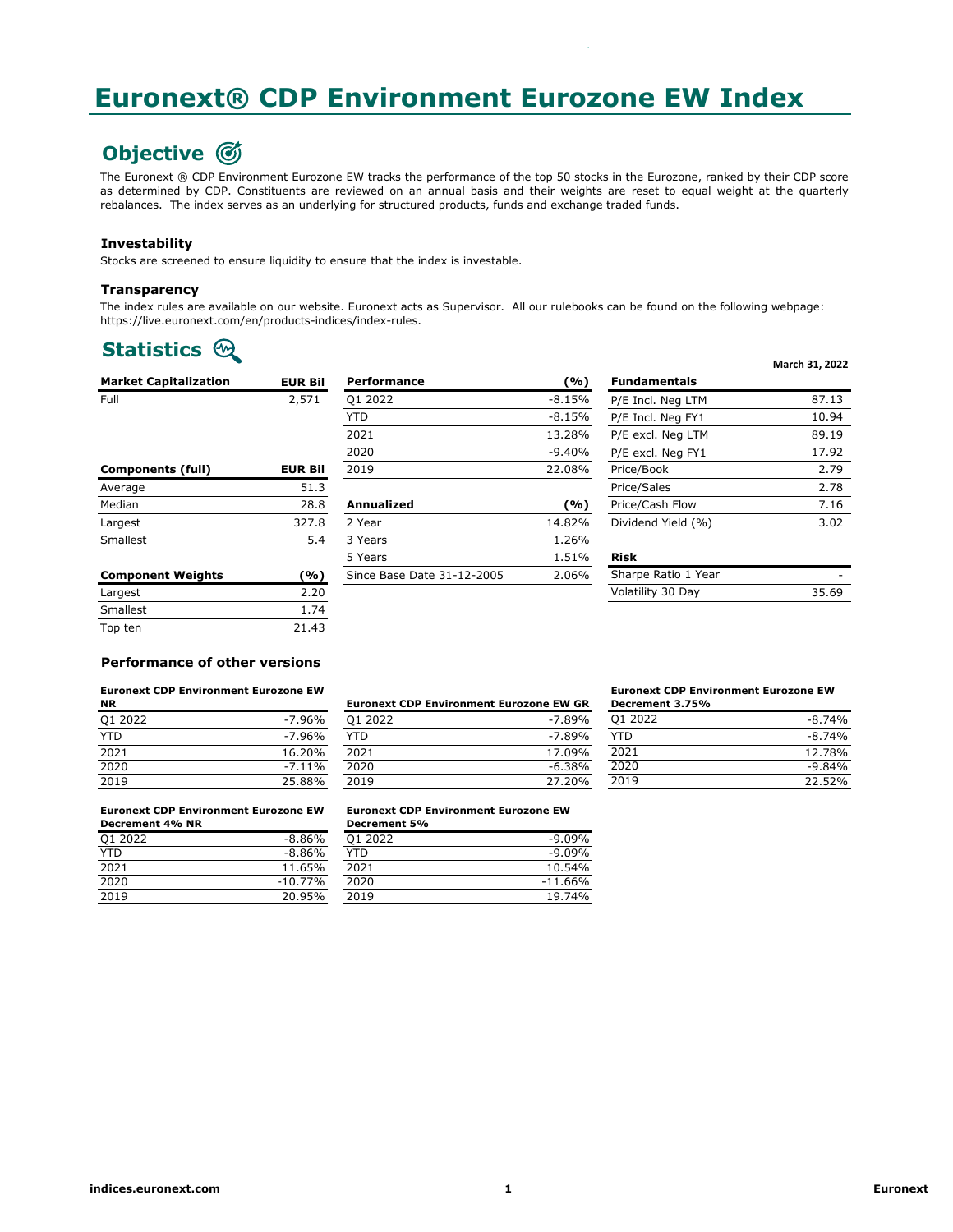# Euronext® CDP Environment Eurozone EW Index

## Objective

The Euronext ® CDP Environment Eurozone EW tracks the performance of the top 50 stocks in the Eurozone, ranked by their CDP score as determined by CDP. Constituents are reviewed on an annual basis and their weights are reset to equal weight at the quarterly rebalances. The index serves as an underlying for structured products, funds and exchange traded funds.

### Investability

Stocks are screened to ensure liquidity to ensure that the index is investable.

### Transparency

The index rules are available on our website. Euronext acts as Supervisor. All our rulebooks can be found on the following webpage: https://live.euronext.com/en/products-indices/index-rules.

## Statistics

March 31, 2022

| Market Capitalization | EUR Bil |
|---|---|
| Full | 2,571 |

| Components (full) | EUR Bil |
|---|---|
| Average | 51.3 |
| Median | 28.8 |
| Largest | 327.8 |
| Smallest | 5.4 |

| Component Weights | (%) |
|---|---|
| Largest | 2.20 |
| Smallest | 1.74 |
| Top ten | 21.43 |

| Performance | (%) |
|---|---|
| Q1 2022 | -8.15% |
| YTD | -8.15% |
| 2021 | 13.28% |
| 2020 | -9.40% |
| 2019 | 22.08% |

| Annualized | (%) |
|---|---|
| 2 Year | 14.82% |
| 3 Years | 1.26% |
| 5 Years | 1.51% |
| Since Base Date 31-12-2005 | 2.06% |

| Fundamentals | |
|---|---|
| P/E Incl. Neg LTM | 87.13 |
| P/E Incl. Neg FY1 | 10.94 |
| P/E excl. Neg LTM | 89.19 |
| P/E excl. Neg FY1 | 17.92 |
| Price/Book | 2.79 |
| Price/Sales | 2.78 |
| Price/Cash Flow | 7.16 |
| Dividend Yield (%) | 3.02 |

| Risk | |
|---|---|
| Sharpe Ratio 1 Year | - |
| Volatility 30 Day | 35.69 |

### Performance of other versions

| Euronext CDP Environment Eurozone EW NR | |
|---|---|
| Q1 2022 | -7.96% |
| YTD | -7.96% |
| 2021 | 16.20% |
| 2020 | -7.11% |
| 2019 | 25.88% |

| Euronext CDP Environment Eurozone EW GR | |
|---|---|
| Q1 2022 | -7.89% |
| YTD | -7.89% |
| 2021 | 17.09% |
| 2020 | -6.38% |
| 2019 | 27.20% |

| Euronext CDP Environment Eurozone EW Decrement 3.75% | |
|---|---|
| Q1 2022 | -8.74% |
| YTD | -8.74% |
| 2021 | 12.78% |
| 2020 | -9.84% |
| 2019 | 22.52% |

| Euronext CDP Environment Eurozone EW Decrement 4% NR | |
|---|---|
| Q1 2022 | -8.86% |
| YTD | -8.86% |
| 2021 | 11.65% |
| 2020 | -10.77% |
| 2019 | 20.95% |

| Euronext CDP Environment Eurozone EW Decrement 5% | |
|---|---|
| Q1 2022 | -9.09% |
| YTD | -9.09% |
| 2021 | 10.54% |
| 2020 | -11.66% |
| 2019 | 19.74% |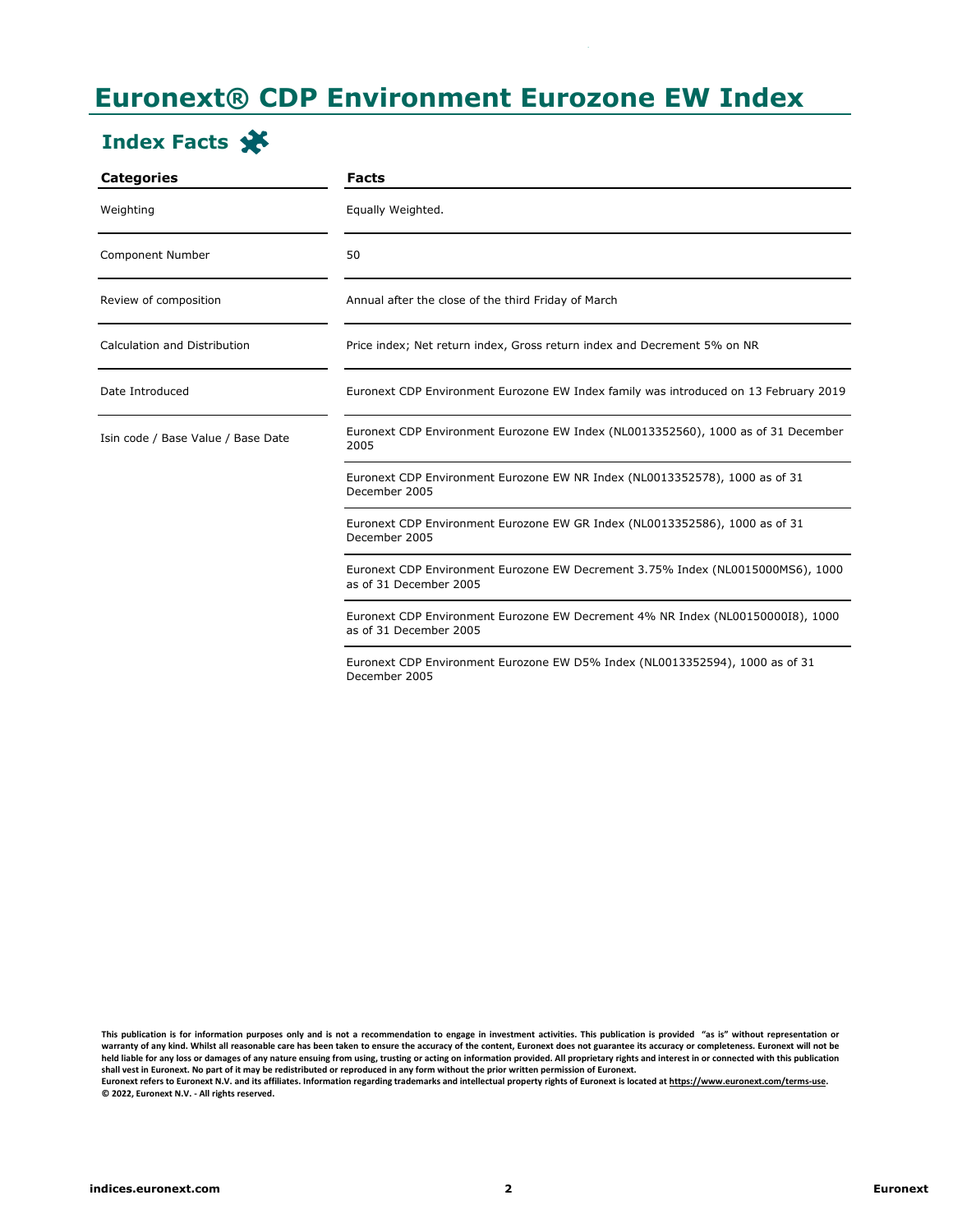# Euronext® CDP Environment Eurozone EW Index

## Index Facts

| Categories | Facts |
|---|---|
| Weighting | Equally Weighted. |
| Component Number | 50 |
| Review of composition | Annual after the close of the third Friday of March |
| Calculation and Distribution | Price index; Net return index, Gross return index and Decrement 5% on NR |
| Date Introduced | Euronext CDP Environment Eurozone EW Index family was introduced on 13 February 2019 |
| Isin code / Base Value / Base Date | Euronext CDP Environment Eurozone EW Index (NL0013352560), 1000 as of 31 December 2005 |
| | Euronext CDP Environment Eurozone EW NR Index (NL0013352578), 1000 as of 31 December 2005 |
| | Euronext CDP Environment Eurozone EW GR Index (NL0013352586), 1000 as of 31 December 2005 |
| | Euronext CDP Environment Eurozone EW Decrement 3.75% Index (NL0015000MS6), 1000 as of 31 December 2005 |
| | Euronext CDP Environment Eurozone EW Decrement 4% NR Index (NL00150000I8), 1000 as of 31 December 2005 |
| | Euronext CDP Environment Eurozone EW D5% Index (NL0013352594), 1000 as of 31 December 2005 |

**This publication is for information purposes only and is not a recommendation to engage in investment activities. This publication is provided "as is" without representation or warranty of any kind. Whilst all reasonable care has been taken to ensure the accuracy of the content, Euronext does not guarantee its accuracy or completeness. Euronext will not be held liable for any loss or damages of any nature ensuing from using, trusting or acting on information provided. All proprietary rights and interest in or connected with this publication shall vest in Euronext. No part of it may be redistributed or reproduced in any form without the prior written permission of Euronext.**
**Euronext refers to Euronext N.V. and its affiliates. Information regarding trademarks and intellectual property rights of Euronext is located at https://www.euronext.com/terms-use.**
**© 2022, Euronext N.V. - All rights reserved.**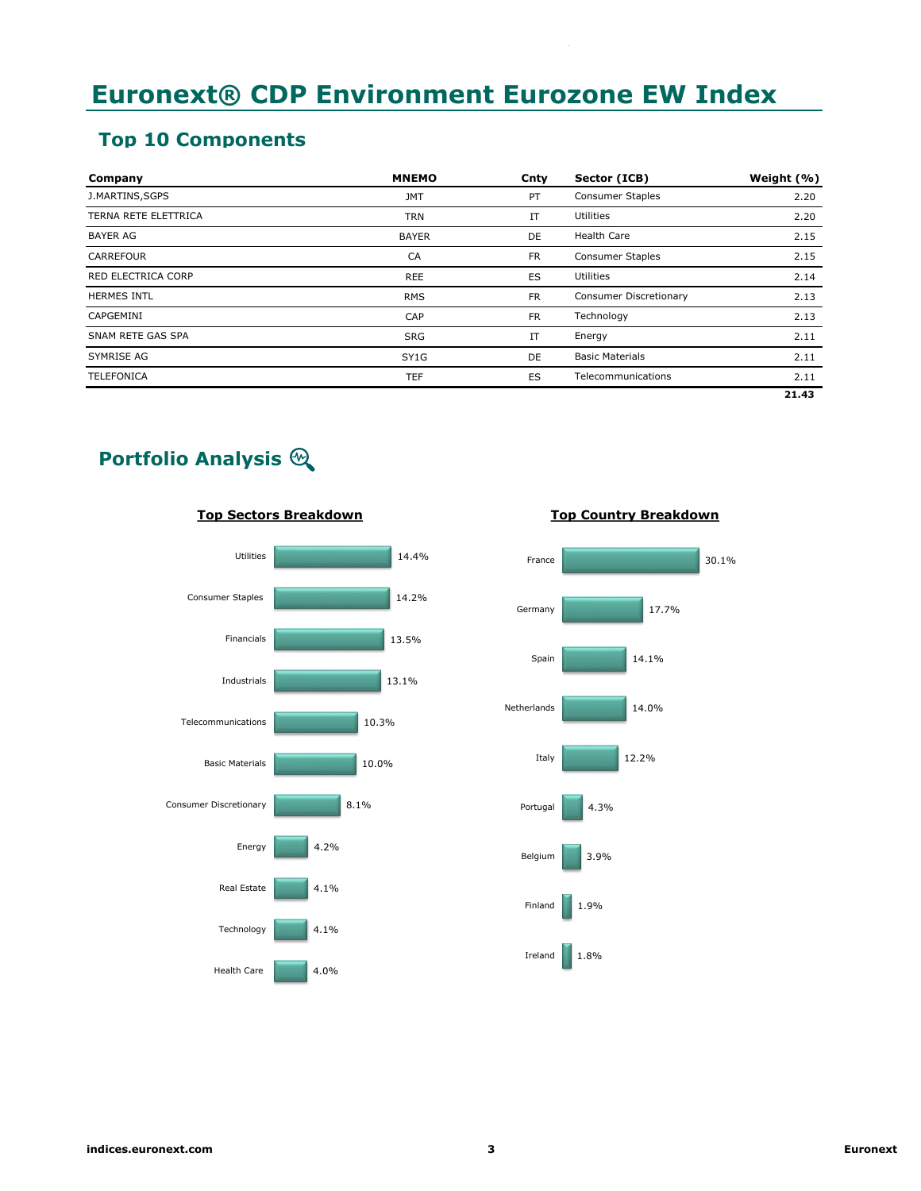# Euronext® CDP Environment Eurozone EW Index

## Top 10 Components

| Company | MNEMO | Cnty | Sector (ICB) | Weight (%) |
|---|---|---|---|---|
| J.MARTINS,SGPS | JMT | PT | Consumer Staples | 2.20 |
| TERNA RETE ELETTRICA | TRN | IT | Utilities | 2.20 |
| BAYER AG | BAYER | DE | Health Care | 2.15 |
| CARREFOUR | CA | FR | Consumer Staples | 2.15 |
| RED ELECTRICA CORP | REE | ES | Utilities | 2.14 |
| HERMES INTL | RMS | FR | Consumer Discretionary | 2.13 |
| CAPGEMINI | CAP | FR | Technology | 2.13 |
| SNAM RETE GAS SPA | SRG | IT | Energy | 2.11 |
| SYMRISE AG | SY1G | DE | Basic Materials | 2.11 |
| TELEFONICA | TEF | ES | Telecommunications | 2.11 |
| | | | | **21.43** |

## Portfolio Analysis

**Top Sectors Breakdown**

Utilities 14.4%
Consumer Staples 14.2%
Financials 13.5%
Industrials 13.1%
Telecommunications 10.3%
Basic Materials 10.0%
Consumer Discretionary 8.1%
Energy 4.2%
Real Estate 4.1%
Technology 4.1%
Health Care 4.0%

**Top Country Breakdown**

France 30.1%
Germany 17.7%
Spain 14.1%
Netherlands 14.0%
Italy 12.2%
Portugal 4.3%
Belgium 3.9%
Finland 1.9%
Ireland 1.8%